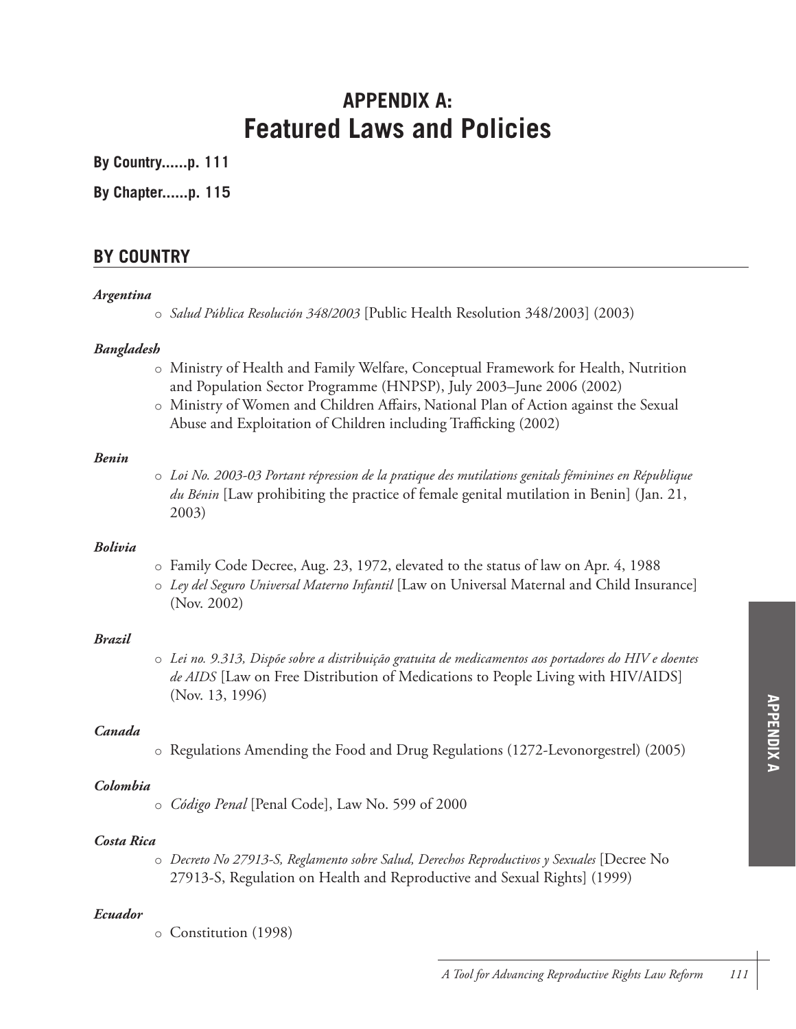# APPENDIX A: Featured Laws and Policies

**By Country......p. 111**

**By Chapter......p. 115**

## BY COUNTRY

***Argentina***

- *Salud Pública Resolución 348/2003* [Public Health Resolution 348/2003] (2003)

***Bangladesh***

- Ministry of Health and Family Welfare, Conceptual Framework for Health, Nutrition and Population Sector Programme (HNPSP), July 2003–June 2006 (2002)
- Ministry of Women and Children Affairs, National Plan of Action against the Sexual Abuse and Exploitation of Children including Trafficking (2002)

***Benin***

- *Loi No. 2003-03 Portant répression de la pratique des mutilations genitals féminines en République du Bénin* [Law prohibiting the practice of female genital mutilation in Benin] (Jan. 21, 2003)

***Bolivia***

- Family Code Decree, Aug. 23, 1972, elevated to the status of law on Apr. 4, 1988
- *Ley del Seguro Universal Materno Infantil* [Law on Universal Maternal and Child Insurance] (Nov. 2002)

***Brazil***

- *Lei no. 9.313, Dispõe sobre a distribuição gratuita de medicamentos aos portadores do HIV e doentes de AIDS* [Law on Free Distribution of Medications to People Living with HIV/AIDS] (Nov. 13, 1996)

***Canada***

- Regulations Amending the Food and Drug Regulations (1272-Levonorgestrel) (2005)

***Colombia***

- *Código Penal* [Penal Code], Law No. 599 of 2000

***Costa Rica***

- *Decreto No 27913-S, Reglamento sobre Salud, Derechos Reproductivos y Sexuales* [Decree No 27913-S, Regulation on Health and Reproductive and Sexual Rights] (1999)

***Ecuador***

- Constitution (1998)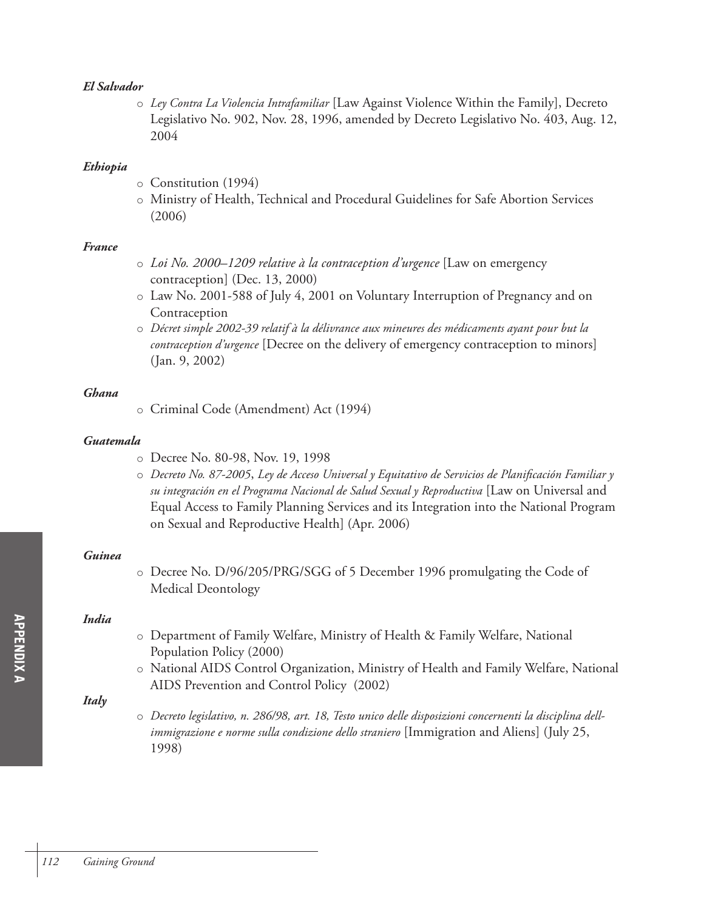***El Salvador***

- *Ley Contra La Violencia Intrafamiliar* [Law Against Violence Within the Family], Decreto Legislativo No. 902, Nov. 28, 1996, amended by Decreto Legislativo No. 403, Aug. 12, 2004

***Ethiopia***

- Constitution (1994)
- Ministry of Health, Technical and Procedural Guidelines for Safe Abortion Services (2006)

***France***

- *Loi No. 2000–1209 relative à la contraception d'urgence* [Law on emergency contraception] (Dec. 13, 2000)
- Law No. 2001-588 of July 4, 2001 on Voluntary Interruption of Pregnancy and on Contraception
- *Décret simple 2002-39 relatif à la délivrance aux mineures des médicaments ayant pour but la contraception d'urgence* [Decree on the delivery of emergency contraception to minors] (Jan. 9, 2002)

***Ghana***

- Criminal Code (Amendment) Act (1994)

***Guatemala***

- Decree No. 80-98, Nov. 19, 1998
- *Decreto No. 87-2005*, *Ley de Acceso Universal y Equitativo de Servicios de Planificación Familiar y su integración en el Programa Nacional de Salud Sexual y Reproductiva* [Law on Universal and Equal Access to Family Planning Services and its Integration into the National Program on Sexual and Reproductive Health] (Apr. 2006)

***Guinea***

- Decree No. D/96/205/PRG/SGG of 5 December 1996 promulgating the Code of Medical Deontology

***India***

- Department of Family Welfare, Ministry of Health & Family Welfare, National Population Policy (2000)
- National AIDS Control Organization, Ministry of Health and Family Welfare, National AIDS Prevention and Control Policy (2002)

***Italy***

- *Decreto legislativo, n. 286/98, art. 18, Testo unico delle disposizioni concernenti la disciplina dell-immigrazione e norme sulla condizione dello straniero* [Immigration and Aliens] (July 25, 1998)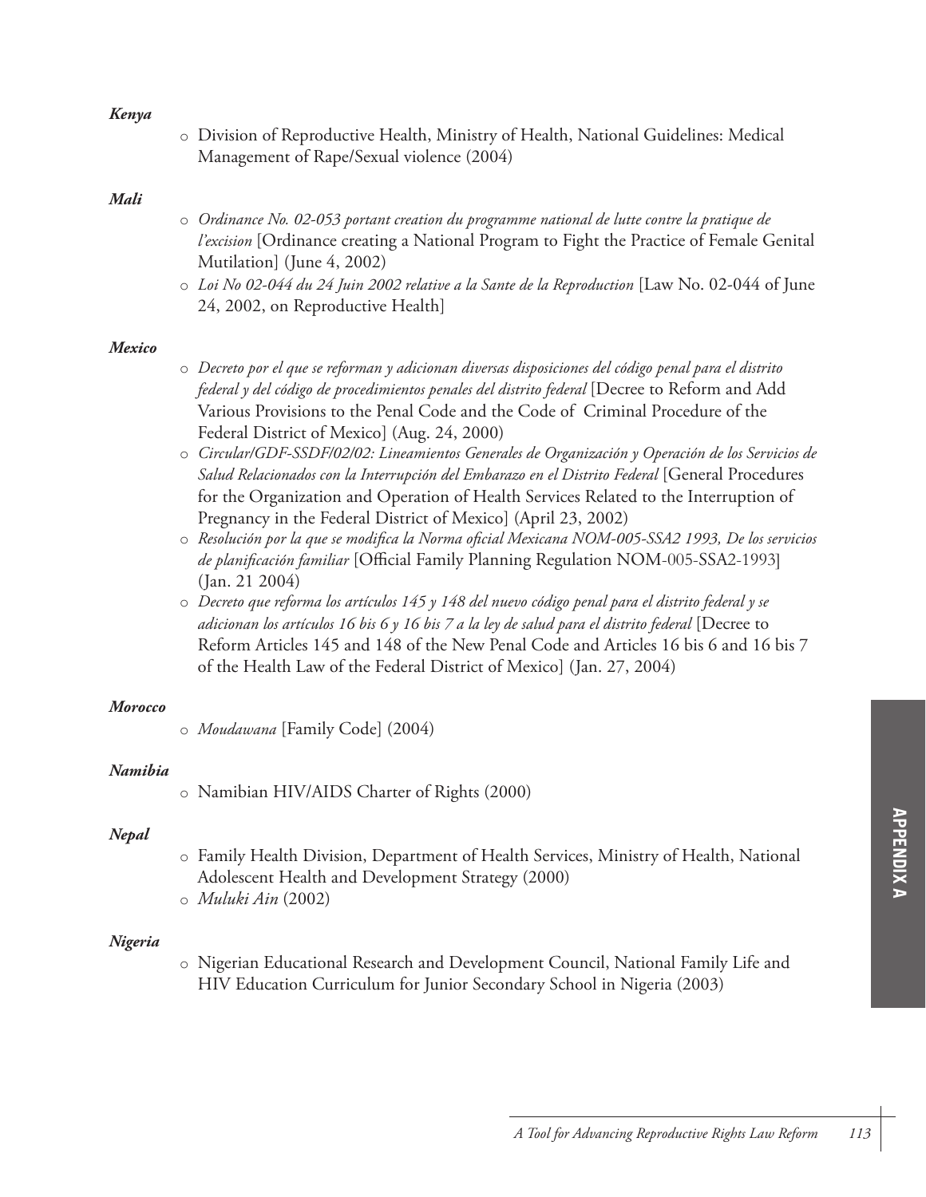***Kenya***

- Division of Reproductive Health, Ministry of Health, National Guidelines: Medical Management of Rape/Sexual violence (2004)

***Mali***

- *Ordinance No. 02-053 portant creation du programme national de lutte contre la pratique de l'excision* [Ordinance creating a National Program to Fight the Practice of Female Genital Mutilation] (June 4, 2002)
- *Loi No 02-044 du 24 Juin 2002 relative a la Sante de la Reproduction* [Law No. 02-044 of June 24, 2002, on Reproductive Health]

***Mexico***

- *Decreto por el que se reforman y adicionan diversas disposiciones del código penal para el distrito federal y del código de procedimientos penales del distrito federal* [Decree to Reform and Add Various Provisions to the Penal Code and the Code of Criminal Procedure of the Federal District of Mexico] (Aug. 24, 2000)
- *Circular/GDF-SSDF/02/02: Lineamientos Generales de Organización y Operación de los Servicios de Salud Relacionados con la Interrupción del Embarazo en el Distrito Federal* [General Procedures for the Organization and Operation of Health Services Related to the Interruption of Pregnancy in the Federal District of Mexico] (April 23, 2002)
- *Resolución por la que se modifica la Norma oficial Mexicana NOM-005-SSA2 1993, De los servicios de planificación familiar* [Official Family Planning Regulation NOM-005-SSA2-1993] (Jan. 21 2004)
- *Decreto que reforma los artículos 145 y 148 del nuevo código penal para el distrito federal y se adicionan los artículos 16 bis 6 y 16 bis 7 a la ley de salud para el distrito federal* [Decree to Reform Articles 145 and 148 of the New Penal Code and Articles 16 bis 6 and 16 bis 7 of the Health Law of the Federal District of Mexico] (Jan. 27, 2004)

***Morocco***

- *Moudawana* [Family Code] (2004)

***Namibia***

- Namibian HIV/AIDS Charter of Rights (2000)

***Nepal***

- Family Health Division, Department of Health Services, Ministry of Health, National Adolescent Health and Development Strategy (2000)
- *Muluki Ain* (2002)

***Nigeria***

- Nigerian Educational Research and Development Council, National Family Life and HIV Education Curriculum for Junior Secondary School in Nigeria (2003)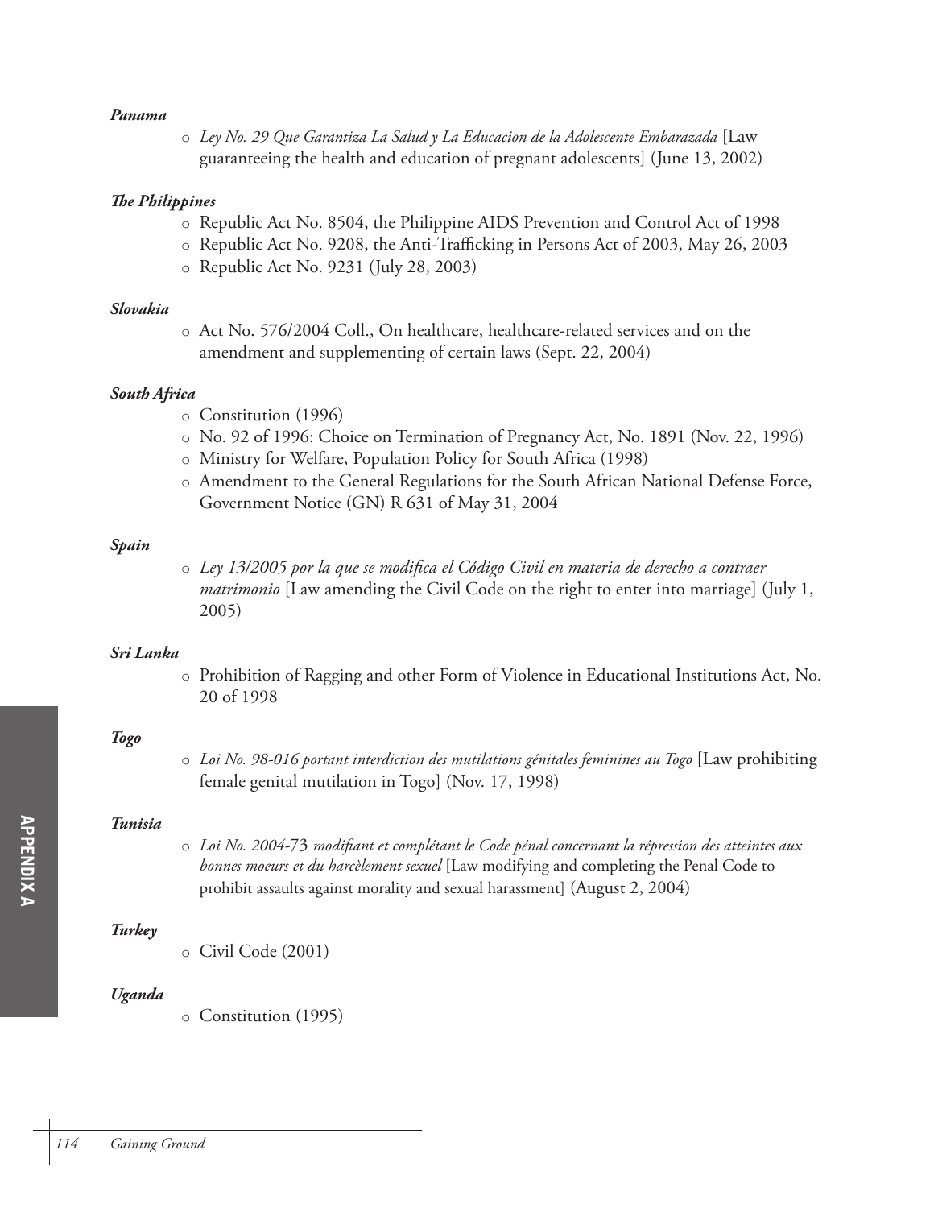***Panama***

- *Ley No. 29 Que Garantiza La Salud y La Educacion de la Adolescente Embarazada* [Law guaranteeing the health and education of pregnant adolescents] (June 13, 2002)

***The Philippines***

- Republic Act No. 8504, the Philippine AIDS Prevention and Control Act of 1998
- Republic Act No. 9208, the Anti-Trafficking in Persons Act of 2003, May 26, 2003
- Republic Act No. 9231 (July 28, 2003)

***Slovakia***

- Act No. 576/2004 Coll., On healthcare, healthcare-related services and on the amendment and supplementing of certain laws (Sept. 22, 2004)

***South Africa***

- Constitution (1996)
- No. 92 of 1996: Choice on Termination of Pregnancy Act, No. 1891 (Nov. 22, 1996)
- Ministry for Welfare, Population Policy for South Africa (1998)
- Amendment to the General Regulations for the South African National Defense Force, Government Notice (GN) R 631 of May 31, 2004

***Spain***

- *Ley 13/2005 por la que se modifica el Código Civil en materia de derecho a contraer matrimonio* [Law amending the Civil Code on the right to enter into marriage] (July 1, 2005)

***Sri Lanka***

- Prohibition of Ragging and other Form of Violence in Educational Institutions Act, No. 20 of 1998

***Togo***

- *Loi No. 98-016 portant interdiction des mutilations génitales feminines au Togo* [Law prohibiting female genital mutilation in Togo] (Nov. 17, 1998)

***Tunisia***

- *Loi No. 2004-73 modifiant et complétant le Code pénal concernant la répression des atteintes aux bonnes moeurs et du harcèlement sexuel* [Law modifying and completing the Penal Code to prohibit assaults against morality and sexual harassment] (August 2, 2004)

***Turkey***

- Civil Code (2001)

***Uganda***

- Constitution (1995)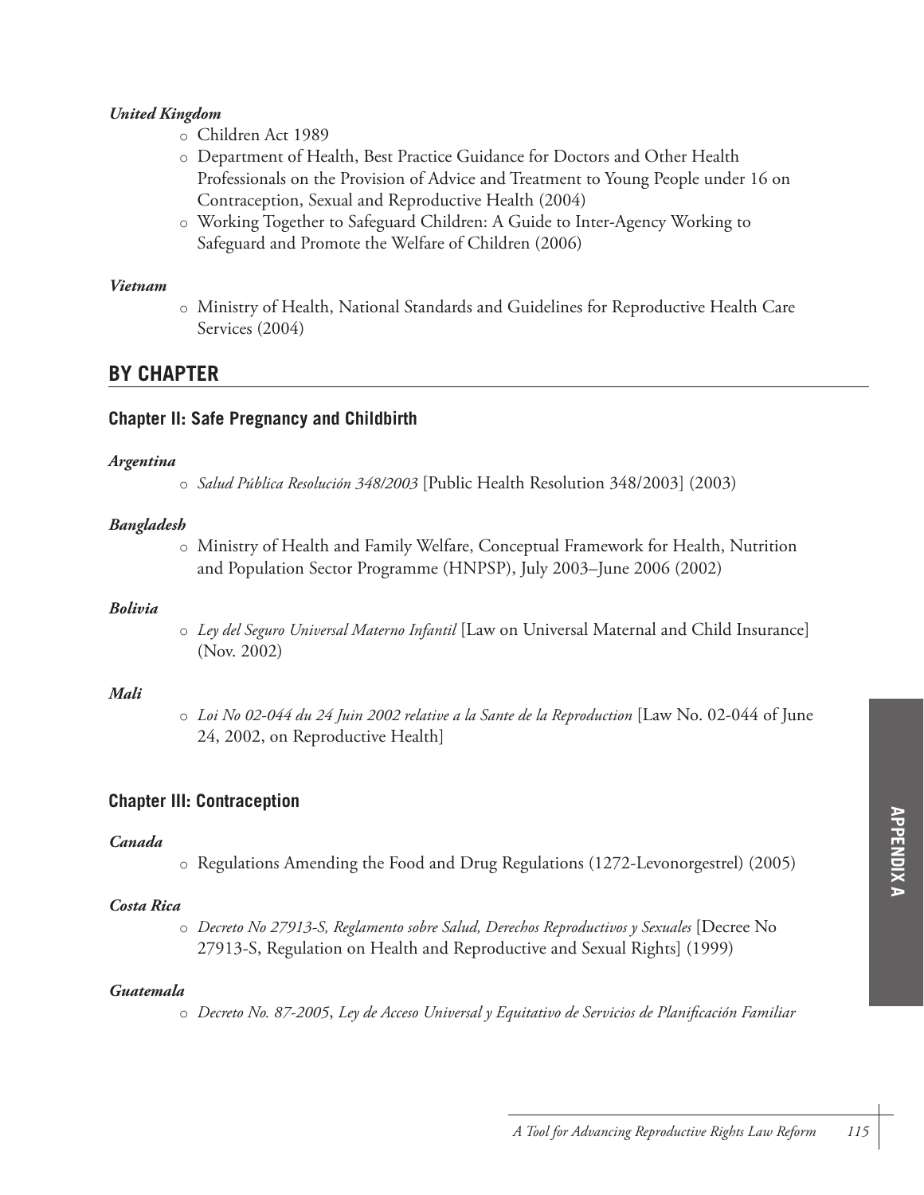*United Kingdom*

- Children Act 1989
- Department of Health, Best Practice Guidance for Doctors and Other Health Professionals on the Provision of Advice and Treatment to Young People under 16 on Contraception, Sexual and Reproductive Health (2004)
- Working Together to Safeguard Children: A Guide to Inter-Agency Working to Safeguard and Promote the Welfare of Children (2006)

*Vietnam*

- Ministry of Health, National Standards and Guidelines for Reproductive Health Care Services (2004)

## BY CHAPTER

### Chapter II: Safe Pregnancy and Childbirth

*Argentina*

- *Salud Pública Resolución 348/2003* [Public Health Resolution 348/2003] (2003)

*Bangladesh*

- Ministry of Health and Family Welfare, Conceptual Framework for Health, Nutrition and Population Sector Programme (HNPSP), July 2003–June 2006 (2002)

*Bolivia*

- *Ley del Seguro Universal Materno Infantil* [Law on Universal Maternal and Child Insurance] (Nov. 2002)

*Mali*

- *Loi No 02-044 du 24 Juin 2002 relative a la Sante de la Reproduction* [Law No. 02-044 of June 24, 2002, on Reproductive Health]

### Chapter III: Contraception

*Canada*

- Regulations Amending the Food and Drug Regulations (1272-Levonorgestrel) (2005)

*Costa Rica*

- *Decreto No 27913-S, Reglamento sobre Salud, Derechos Reproductivos y Sexuales* [Decree No 27913-S, Regulation on Health and Reproductive and Sexual Rights] (1999)

*Guatemala*

- *Decreto No. 87-2005, Ley de Acceso Universal y Equitativo de Servicios de Planificación Familiar*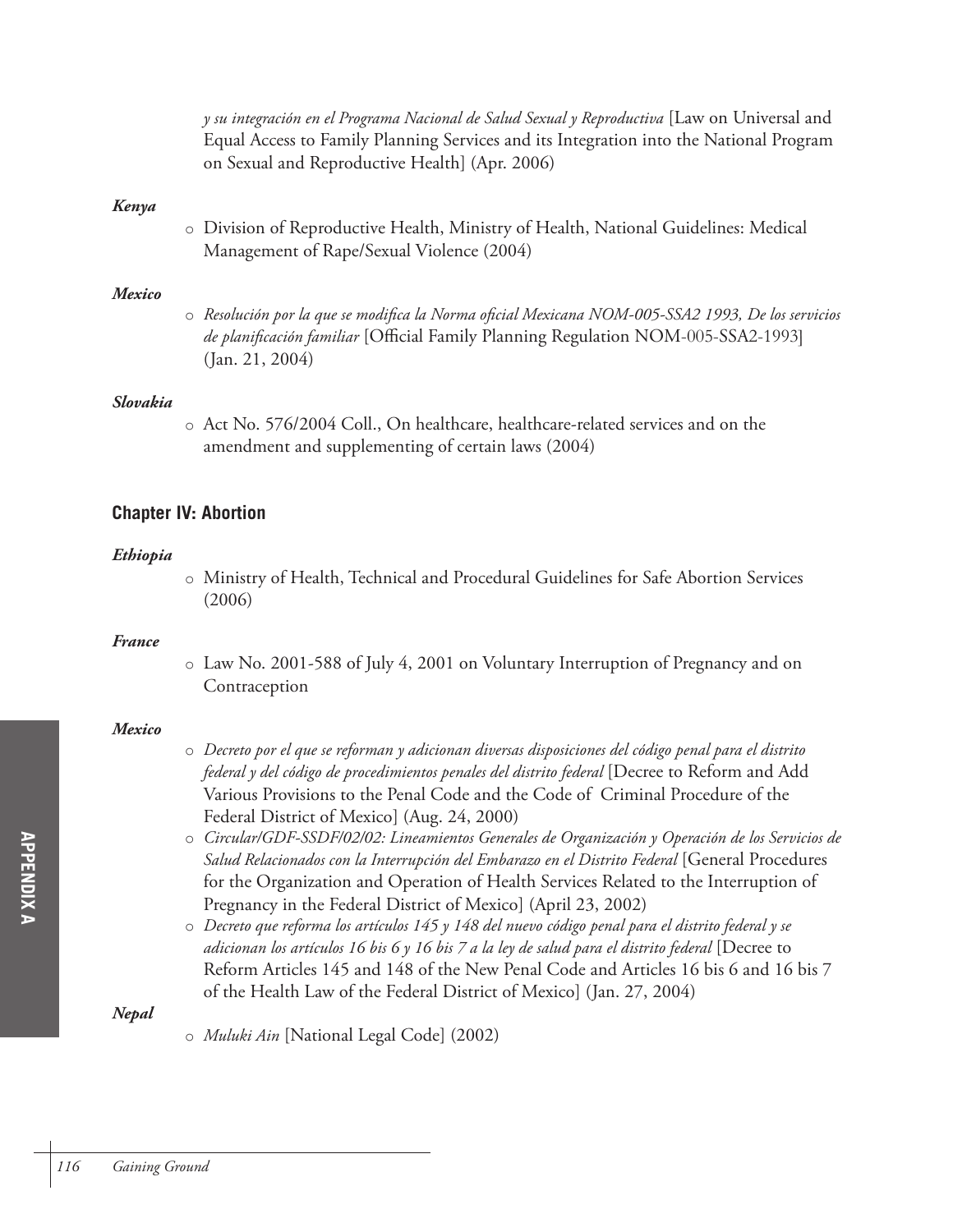*y su integración en el Programa Nacional de Salud Sexual y Reproductiva* [Law on Universal and Equal Access to Family Planning Services and its Integration into the National Program on Sexual and Reproductive Health] (Apr. 2006)

***Kenya***

- Division of Reproductive Health, Ministry of Health, National Guidelines: Medical Management of Rape/Sexual Violence (2004)

***Mexico***

- *Resolución por la que se modifica la Norma oficial Mexicana NOM-005-SSA2 1993, De los servicios de planificación familiar* [Official Family Planning Regulation NOM-005-SSA2-1993] (Jan. 21, 2004)

***Slovakia***

- Act No. 576/2004 Coll., On healthcare, healthcare-related services and on the amendment and supplementing of certain laws (2004)

### Chapter IV: Abortion

***Ethiopia***

- Ministry of Health, Technical and Procedural Guidelines for Safe Abortion Services (2006)

***France***

- Law No. 2001-588 of July 4, 2001 on Voluntary Interruption of Pregnancy and on Contraception

***Mexico***

- *Decreto por el que se reforman y adicionan diversas disposiciones del código penal para el distrito federal y del código de procedimientos penales del distrito federal* [Decree to Reform and Add Various Provisions to the Penal Code and the Code of Criminal Procedure of the Federal District of Mexico] (Aug. 24, 2000)
- *Circular/GDF-SSDF/02/02: Lineamientos Generales de Organización y Operación de los Servicios de Salud Relacionados con la Interrupción del Embarazo en el Distrito Federal* [General Procedures for the Organization and Operation of Health Services Related to the Interruption of Pregnancy in the Federal District of Mexico] (April 23, 2002)
- *Decreto que reforma los artículos 145 y 148 del nuevo código penal para el distrito federal y se adicionan los artículos 16 bis 6 y 16 bis 7 a la ley de salud para el distrito federal* [Decree to Reform Articles 145 and 148 of the New Penal Code and Articles 16 bis 6 and 16 bis 7 of the Health Law of the Federal District of Mexico] (Jan. 27, 2004)

***Nepal***

- *Muluki Ain* [National Legal Code] (2002)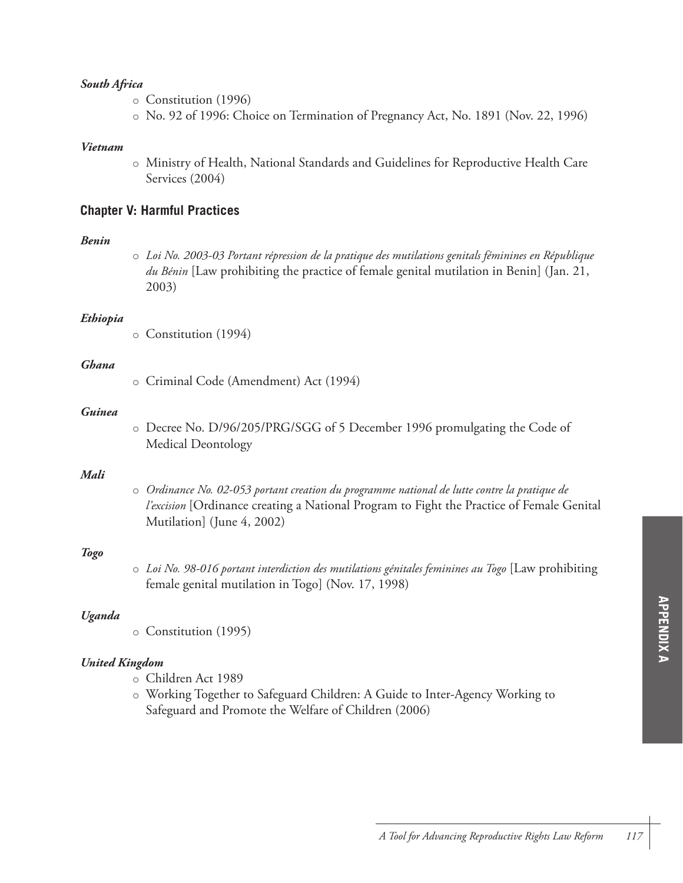***South Africa***

- Constitution (1996)
- No. 92 of 1996: Choice on Termination of Pregnancy Act, No. 1891 (Nov. 22, 1996)

***Vietnam***

- Ministry of Health, National Standards and Guidelines for Reproductive Health Care Services (2004)

### Chapter V: Harmful Practices

***Benin***

- *Loi No. 2003-03 Portant répression de la pratique des mutilations genitals féminines en République du Bénin* [Law prohibiting the practice of female genital mutilation in Benin] (Jan. 21, 2003)

***Ethiopia***

- Constitution (1994)

***Ghana***

- Criminal Code (Amendment) Act (1994)

***Guinea***

- Decree No. D/96/205/PRG/SGG of 5 December 1996 promulgating the Code of Medical Deontology

***Mali***

- *Ordinance No. 02-053 portant creation du programme national de lutte contre la pratique de l'excision* [Ordinance creating a National Program to Fight the Practice of Female Genital Mutilation] (June 4, 2002)

***Togo***

- *Loi No. 98-016 portant interdiction des mutilations génitales feminines au Togo* [Law prohibiting female genital mutilation in Togo] (Nov. 17, 1998)

***Uganda***

- Constitution (1995)

***United Kingdom***

- Children Act 1989
- Working Together to Safeguard Children: A Guide to Inter-Agency Working to Safeguard and Promote the Welfare of Children (2006)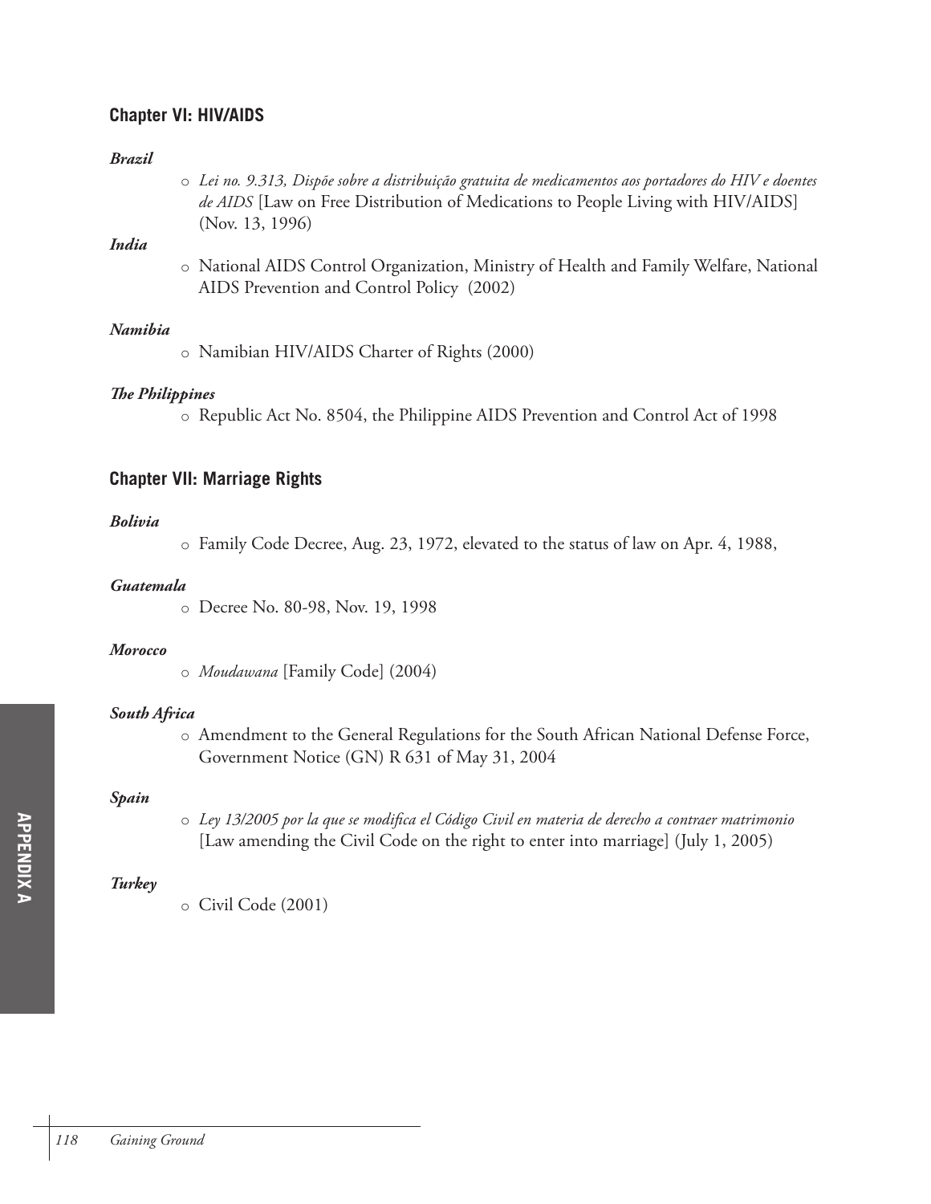## Chapter VI: HIV/AIDS

***Brazil***

- *Lei no. 9.313, Dispõe sobre a distribuição gratuita de medicamentos aos portadores do HIV e doentes de AIDS* [Law on Free Distribution of Medications to People Living with HIV/AIDS] (Nov. 13, 1996)

***India***

- National AIDS Control Organization, Ministry of Health and Family Welfare, National AIDS Prevention and Control Policy (2002)

***Namibia***

- Namibian HIV/AIDS Charter of Rights (2000)

***The Philippines***

- Republic Act No. 8504, the Philippine AIDS Prevention and Control Act of 1998

## Chapter VII: Marriage Rights

***Bolivia***

- Family Code Decree, Aug. 23, 1972, elevated to the status of law on Apr. 4, 1988,

***Guatemala***

- Decree No. 80-98, Nov. 19, 1998

***Morocco***

- *Moudawana* [Family Code] (2004)

***South Africa***

- Amendment to the General Regulations for the South African National Defense Force, Government Notice (GN) R 631 of May 31, 2004

***Spain***

- *Ley 13/2005 por la que se modifica el Código Civil en materia de derecho a contraer matrimonio* [Law amending the Civil Code on the right to enter into marriage] (July 1, 2005)

***Turkey***

- Civil Code (2001)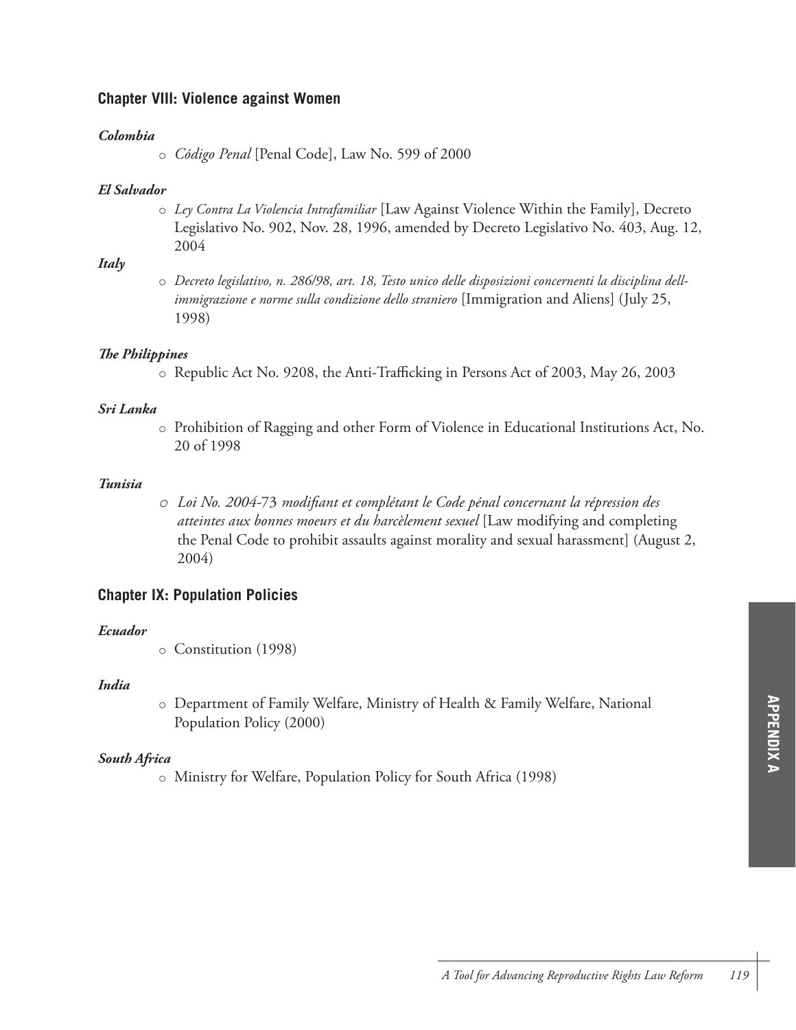## Chapter VIII: Violence against Women

***Colombia***

- *Código Penal* [Penal Code], Law No. 599 of 2000

***El Salvador***

- *Ley Contra La Violencia Intrafamiliar* [Law Against Violence Within the Family], Decreto Legislativo No. 902, Nov. 28, 1996, amended by Decreto Legislativo No. 403, Aug. 12, 2004

***Italy***

- *Decreto legislativo, n. 286/98, art. 18, Testo unico delle disposizioni concernenti la disciplina dell-immigrazione e norme sulla condizione dello straniero* [Immigration and Aliens] (July 25, 1998)

***The Philippines***

- Republic Act No. 9208, the Anti-Trafficking in Persons Act of 2003, May 26, 2003

***Sri Lanka***

- Prohibition of Ragging and other Form of Violence in Educational Institutions Act, No. 20 of 1998

***Tunisia***

- *Loi No. 2004-73 modifiant et complétant le Code pénal concernant la répression des atteintes aux bonnes moeurs et du harcèlement sexuel* [Law modifying and completing the Penal Code to prohibit assaults against morality and sexual harassment] (August 2, 2004)

## Chapter IX: Population Policies

***Ecuador***

- Constitution (1998)

***India***

- Department of Family Welfare, Ministry of Health & Family Welfare, National Population Policy (2000)

***South Africa***

- Ministry for Welfare, Population Policy for South Africa (1998)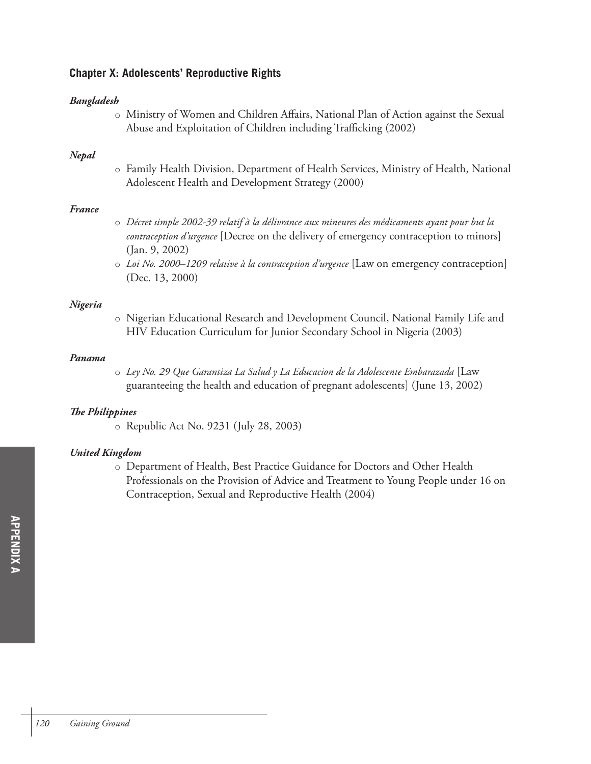### Chapter X: Adolescents' Reproductive Rights

***Bangladesh***

- Ministry of Women and Children Affairs, National Plan of Action against the Sexual Abuse and Exploitation of Children including Trafficking (2002)

***Nepal***

- Family Health Division, Department of Health Services, Ministry of Health, National Adolescent Health and Development Strategy (2000)

***France***

- *Décret simple 2002-39 relatif à la délivrance aux mineures des médicaments ayant pour but la contraception d'urgence* [Decree on the delivery of emergency contraception to minors] (Jan. 9, 2002)
- *Loi No. 2000–1209 relative à la contraception d'urgence* [Law on emergency contraception] (Dec. 13, 2000)

***Nigeria***

- Nigerian Educational Research and Development Council, National Family Life and HIV Education Curriculum for Junior Secondary School in Nigeria (2003)

***Panama***

- *Ley No. 29 Que Garantiza La Salud y La Educacion de la Adolescente Embarazada* [Law guaranteeing the health and education of pregnant adolescents] (June 13, 2002)

***The Philippines***

- Republic Act No. 9231 (July 28, 2003)

***United Kingdom***

- Department of Health, Best Practice Guidance for Doctors and Other Health Professionals on the Provision of Advice and Treatment to Young People under 16 on Contraception, Sexual and Reproductive Health (2004)